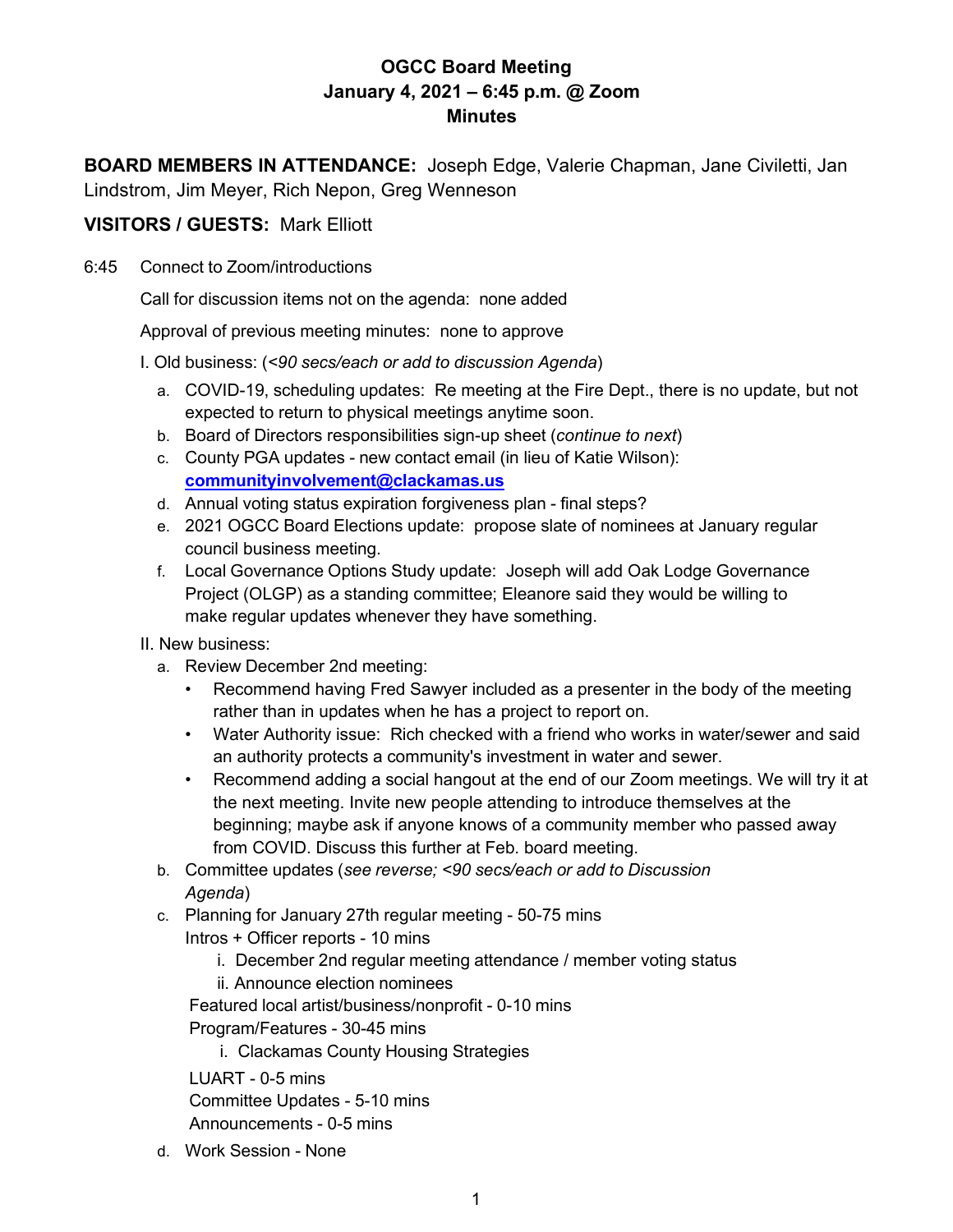# OGCC Board Meeting
## January 4, 2021 – 6:45 p.m. @ Zoom
## Minutes

**BOARD MEMBERS IN ATTENDANCE:** Joseph Edge, Valerie Chapman, Jane Civiletti, Jan Lindstrom, Jim Meyer, Rich Nepon, Greg Wenneson

**VISITORS / GUESTS:** Mark Elliott

6:45 Connect to Zoom/introductions

Call for discussion items not on the agenda: none added

Approval of previous meeting minutes: none to approve

I. Old business: (*<90 secs/each or add to discussion Agenda*)

a. COVID-19, scheduling updates: Re meeting at the Fire Dept., there is no update, but not expected to return to physical meetings anytime soon.
b. Board of Directors responsibilities sign-up sheet (*continue to next*)
c. County PGA updates - new contact email (in lieu of Katie Wilson): **communityinvolvement@clackamas.us**
d. Annual voting status expiration forgiveness plan - final steps?
e. 2021 OGCC Board Elections update: propose slate of nominees at January regular council business meeting.
f. Local Governance Options Study update: Joseph will add Oak Lodge Governance Project (OLGP) as a standing committee; Eleanore said they would be willing to make regular updates whenever they have something.

II. New business:

a. Review December 2nd meeting:
   - Recommend having Fred Sawyer included as a presenter in the body of the meeting rather than in updates when he has a project to report on.
   - Water Authority issue: Rich checked with a friend who works in water/sewer and said an authority protects a community's investment in water and sewer.
   - Recommend adding a social hangout at the end of our Zoom meetings. We will try it at the next meeting. Invite new people attending to introduce themselves at the beginning; maybe ask if anyone knows of a community member who passed away from COVID. Discuss this further at Feb. board meeting.
b. Committee updates (*see reverse; <90 secs/each or add to Discussion Agenda*)
c. Planning for January 27th regular meeting - 50-75 mins
   Intros + Officer reports - 10 mins
      i. December 2nd regular meeting attendance / member voting status
      ii. Announce election nominees
   Featured local artist/business/nonprofit - 0-10 mins
   Program/Features - 30-45 mins
      i. Clackamas County Housing Strategies
   LUART - 0-5 mins
   Committee Updates - 5-10 mins
   Announcements - 0-5 mins
d. Work Session - None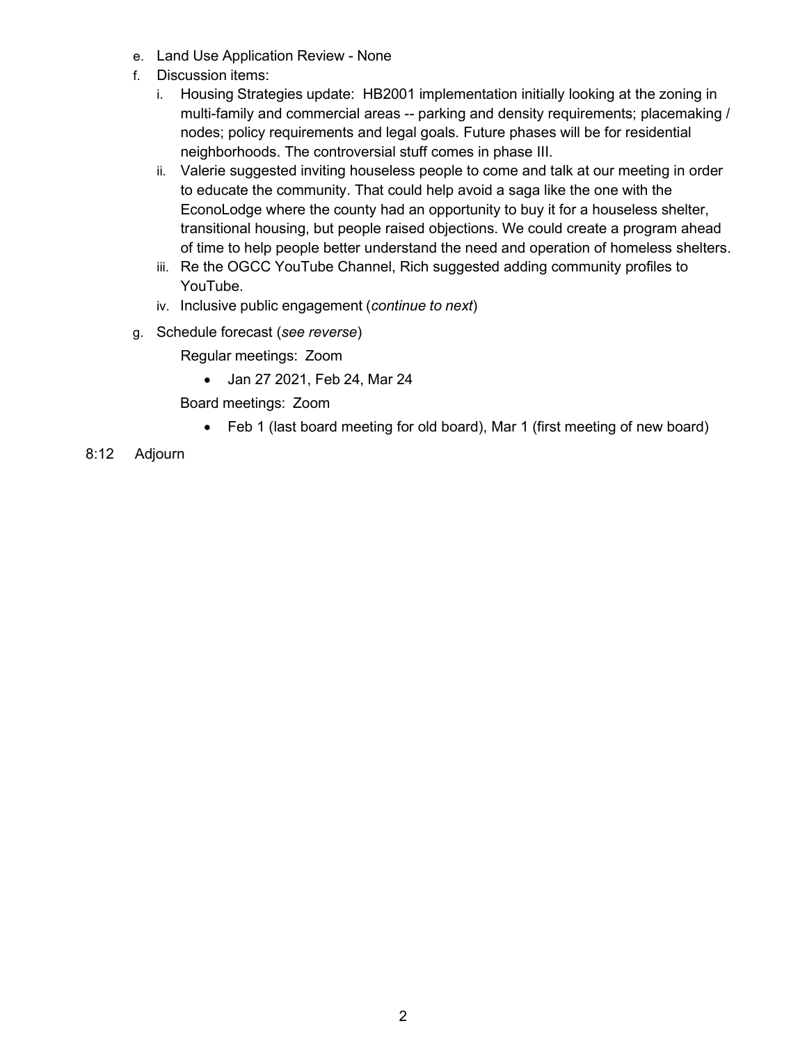e. Land Use Application Review - None

f. Discussion items:

   i. Housing Strategies update: HB2001 implementation initially looking at the zoning in multi-family and commercial areas -- parking and density requirements; placemaking / nodes; policy requirements and legal goals. Future phases will be for residential neighborhoods. The controversial stuff comes in phase III.

   ii. Valerie suggested inviting houseless people to come and talk at our meeting in order to educate the community. That could help avoid a saga like the one with the EconoLodge where the county had an opportunity to buy it for a houseless shelter, transitional housing, but people raised objections. We could create a program ahead of time to help people better understand the need and operation of homeless shelters.

   iii. Re the OGCC YouTube Channel, Rich suggested adding community profiles to YouTube.

   iv. Inclusive public engagement (*continue to next*)

g. Schedule forecast (*see reverse*)

   Regular meetings: Zoom

   - Jan 27 2021, Feb 24, Mar 24

   Board meetings: Zoom

   - Feb 1 (last board meeting for old board), Mar 1 (first meeting of new board)

8:12 Adjourn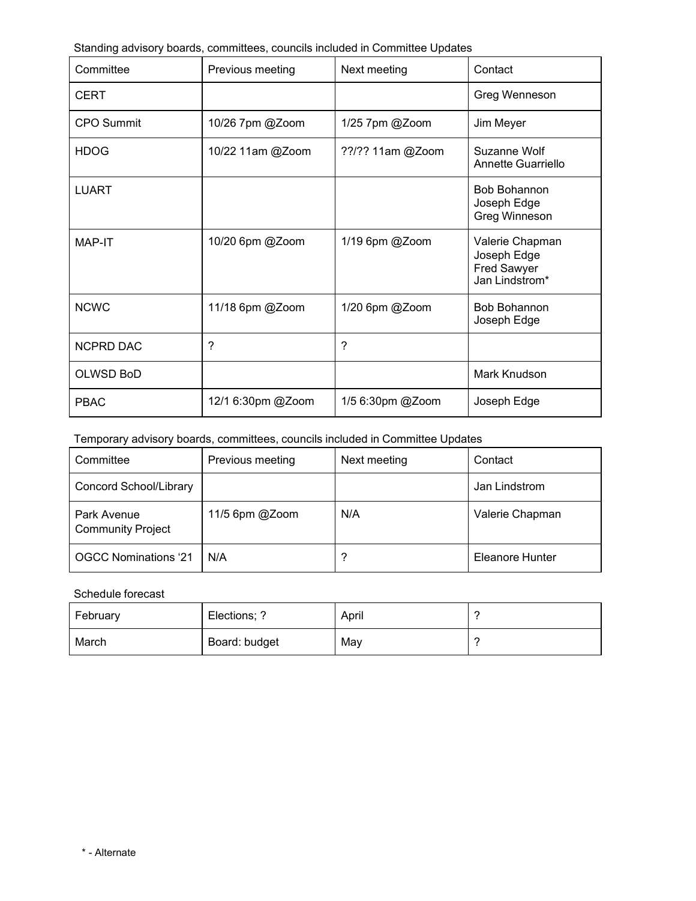Standing advisory boards, committees, councils included in Committee Updates

| Committee | Previous meeting | Next meeting | Contact |
|---|---|---|---|
| CERT | | | Greg Wenneson |
| CPO Summit | 10/26 7pm @Zoom | 1/25 7pm @Zoom | Jim Meyer |
| HDOG | 10/22 11am @Zoom | ??/?? 11am @Zoom | Suzanne Wolf<br>Annette Guarriello |
| LUART | | | Bob Bohannon<br>Joseph Edge<br>Greg Winneson |
| MAP-IT | 10/20 6pm @Zoom | 1/19 6pm @Zoom | Valerie Chapman<br>Joseph Edge<br>Fred Sawyer<br>Jan Lindstrom* |
| NCWC | 11/18 6pm @Zoom | 1/20 6pm @Zoom | Bob Bohannon<br>Joseph Edge |
| NCPRD DAC | ? | ? | |
| OLWSD BoD | | | Mark Knudson |
| PBAC | 12/1 6:30pm @Zoom | 1/5 6:30pm @Zoom | Joseph Edge |

Temporary advisory boards, committees, councils included in Committee Updates

| Committee | Previous meeting | Next meeting | Contact |
|---|---|---|---|
| Concord School/Library | | | Jan Lindstrom |
| Park Avenue Community Project | 11/5 6pm @Zoom | N/A | Valerie Chapman |
| OGCC Nominations '21 | N/A | ? | Eleanore Hunter |

Schedule forecast

| | | | |
|---|---|---|---|
| February | Elections; ? | April | ? |
| March | Board: budget | May | ? |

\* - Alternate